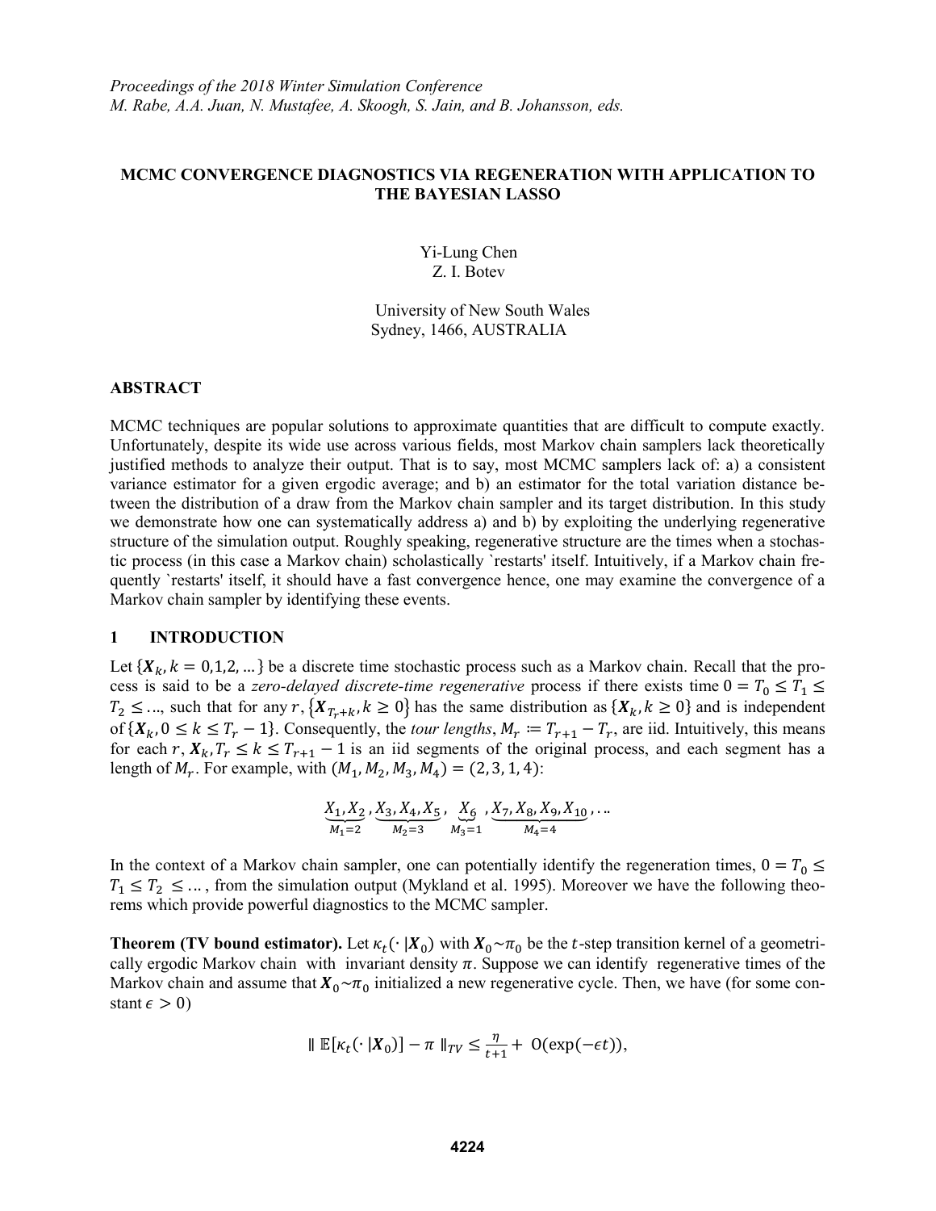# MCMC CONVERGENCE DIAGNOSTICS VIA REGENERATION WITH APPLICATION TO THE BAYESIAN LASSO

Yi-Lung Chen
Z. I. Botev

University of New South Wales
Sydney, 1466, AUSTRALIA

## ABSTRACT

MCMC techniques are popular solutions to approximate quantities that are difficult to compute exactly. Unfortunately, despite its wide use across various fields, most Markov chain samplers lack theoretically justified methods to analyze their output. That is to say, most MCMC samplers lack of: a) a consistent variance estimator for a given ergodic average; and b) an estimator for the total variation distance between the distribution of a draw from the Markov chain sampler and its target distribution. In this study we demonstrate how one can systematically address a) and b) by exploiting the underlying regenerative structure of the simulation output. Roughly speaking, regenerative structure are the times when a stochastic process (in this case a Markov chain) scholastically 'restarts' itself. Intuitively, if a Markov chain frequently 'restarts' itself, it should have a fast convergence hence, one may examine the convergence of a Markov chain sampler by identifying these events.

## 1 INTRODUCTION

Let $\{\boldsymbol{X}_k, k = 0,1,2,\dots\}$ be a discrete time stochastic process such as a Markov chain. Recall that the process is said to be a *zero-delayed discrete-time regenerative* process if there exists time $0 = T_0 \leq T_1 \leq T_2 \leq \dots$, such that for any $r$, $\{\boldsymbol{X}_{T_r+k}, k \geq 0\}$ has the same distribution as $\{\boldsymbol{X}_k, k \geq 0\}$ and is independent of $\{\boldsymbol{X}_k, 0 \leq k \leq T_r - 1\}$. Consequently, the *tour lengths*, $M_r := T_{r+1} - T_r$, are iid. Intuitively, this means for each $r$, $\boldsymbol{X}_k, T_r \leq k \leq T_{r+1} - 1$ is an iid segments of the original process, and each segment has a length of $M_r$. For example, with $(M_1, M_2, M_3, M_4) = (2,3,1,4)$:

$$\underbrace{X_1, X_2}_{M_1=2}, \underbrace{X_3, X_4, X_5}_{M_2=3}, \underbrace{X_6}_{M_3=1}, \underbrace{X_7, X_8, X_9, X_{10}}_{M_4=4}, \dots$$

In the context of a Markov chain sampler, one can potentially identify the regeneration times, $0 = T_0 \leq T_1 \leq T_2 \leq \dots$, from the simulation output (Mykland et al. 1995). Moreover we have the following theorems which provide powerful diagnostics to the MCMC sampler.

**Theorem (TV bound estimator).** Let $\kappa_t(\cdot\,|\boldsymbol{X}_0)$ with $\boldsymbol{X}_0 \sim \pi_0$ be the $t$-step transition kernel of a geometrically ergodic Markov chain with invariant density $\pi$. Suppose we can identify regenerative times of the Markov chain and assume that $\boldsymbol{X}_0 \sim \pi_0$ initialized a new regenerative cycle. Then, we have (for some constant $\epsilon > 0$)

$$\| \mathbb{E}[\kappa_t(\cdot\,|\boldsymbol{X}_0)] - \pi \|_{TV} \leq \frac{\eta}{t+1} + O(\exp(-\epsilon t)),$$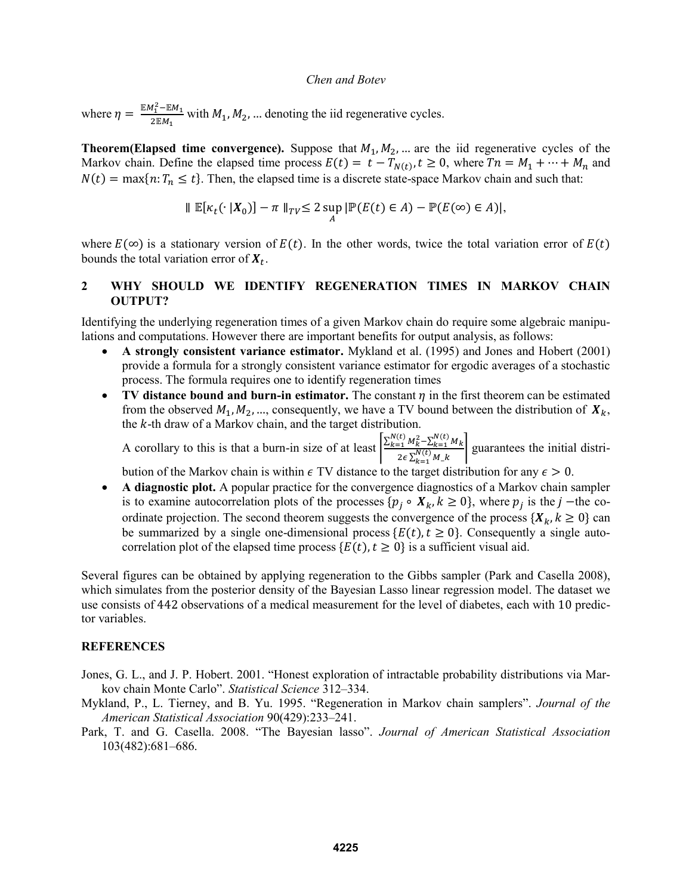where $\eta = \frac{\mathbb{E}M_1^2 - \mathbb{E}M_1}{2\mathbb{E}M_1}$ with $M_1, M_2, \ldots$ denoting the iid regenerative cycles.

**Theorem(Elapsed time convergence).** Suppose that $M_1, M_2, \ldots$ are the iid regenerative cycles of the Markov chain. Define the elapsed time process $E(t) = t - T_{N(t)}, t \geq 0$, where $Tn = M_1 + \cdots + M_n$ and $N(t) = \max\{n: T_n \leq t\}$. Then, the elapsed time is a discrete state-space Markov chain and such that:

$$\| \mathbb{E}[\kappa_t(\cdot \,|\boldsymbol{X}_0)] - \pi \|_{TV} \leq 2 \sup_A |\mathbb{P}(E(t) \in A) - \mathbb{P}(E(\infty) \in A)|,$$

where $E(\infty)$ is a stationary version of $E(t)$. In the other words, twice the total variation error of $E(t)$ bounds the total variation error of $\boldsymbol{X}_t$.

## 2 WHY SHOULD WE IDENTIFY REGENERATION TIMES IN MARKOV CHAIN OUTPUT?

Identifying the underlying regeneration times of a given Markov chain do require some algebraic manipulations and computations. However there are important benefits for output analysis, as follows:

- **A strongly consistent variance estimator.** Mykland et al. (1995) and Jones and Hobert (2001) provide a formula for a strongly consistent variance estimator for ergodic averages of a stochastic process. The formula requires one to identify regeneration times
- **TV distance bound and burn-in estimator.** The constant $\eta$ in the first theorem can be estimated from the observed $M_1, M_2, \ldots$, consequently, we have a TV bound between the distribution of $\boldsymbol{X}_k$, the $k$-th draw of a Markov chain, and the target distribution.

  A corollary to this is that a burn-in size of at least $\left\lceil \frac{\sum_{k=1}^{N(t)} M_k^2 - \sum_{k=1}^{N(t)} M_k}{2\epsilon \sum_{k=1}^{N(t)} M\_k} \right\rceil$ guarantees the initial distribution of the Markov chain is within $\epsilon$ TV distance to the target distribution for any $\epsilon > 0$.
- **A diagnostic plot.** A popular practice for the convergence diagnostics of a Markov chain sampler is to examine autocorrelation plots of the processes $\{p_j \circ \boldsymbol{X}_k, k \geq 0\}$, where $p_j$ is the $j$ −the coordinate projection. The second theorem suggests the convergence of the process $\{\boldsymbol{X}_k, k \geq 0\}$ can be summarized by a single one-dimensional process $\{E(t), t \geq 0\}$. Consequently a single autocorrelation plot of the elapsed time process $\{E(t), t \geq 0\}$ is a sufficient visual aid.

Several figures can be obtained by applying regeneration to the Gibbs sampler (Park and Casella 2008), which simulates from the posterior density of the Bayesian Lasso linear regression model. The dataset we use consists of 442 observations of a medical measurement for the level of diabetes, each with 10 predictor variables.

## REFERENCES

Jones, G. L., and J. P. Hobert. 2001. "Honest exploration of intractable probability distributions via Markov chain Monte Carlo". *Statistical Science* 312–334.

Mykland, P., L. Tierney, and B. Yu. 1995. "Regeneration in Markov chain samplers". *Journal of the American Statistical Association* 90(429):233–241.

Park, T. and G. Casella. 2008. "The Bayesian lasso". *Journal of American Statistical Association* 103(482):681–686.